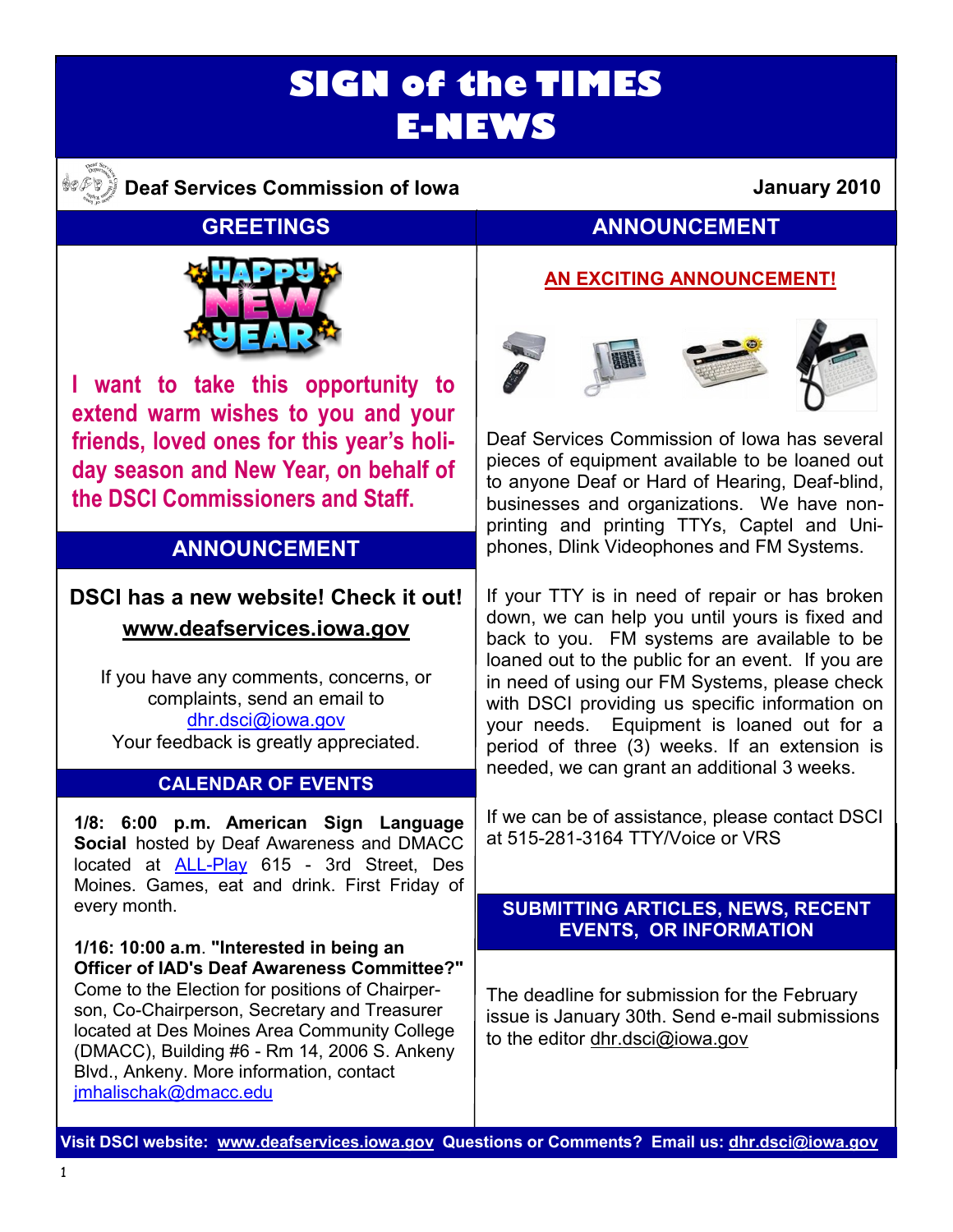# SIGN of the TIMES E-NEWS

**Deaf Services Commission of Iowa** **January 2010**

## GREETINGS

**I want to take this opportunity to extend warm wishes to you and your friends, loved ones for this year's holiday season and New Year, on behalf of the DSCI Commissioners and Staff.**

## ANNOUNCEMENT

**DSCI has a new website! Check it out!**

**www.deafservices.iowa.gov**

If you have any comments, concerns, or complaints, send an email to dhr.dsci@iowa.gov
Your feedback is greatly appreciated.

## CALENDAR OF EVENTS

**1/8: 6:00 p.m. American Sign Language Social** hosted by Deaf Awareness and DMACC located at ALL-Play 615 - 3rd Street, Des Moines. Games, eat and drink. First Friday of every month.

**1/16: 10:00 a.m**. **"Interested in being an Officer of IAD's Deaf Awareness Committee?"** Come to the Election for positions of Chairperson, Co-Chairperson, Secretary and Treasurer located at Des Moines Area Community College (DMACC), Building #6 - Rm 14, 2006 S. Ankeny Blvd., Ankeny. More information, contact jmhalischak@dmacc.edu

## ANNOUNCEMENT

**AN EXCITING ANNOUNCEMENT!**

Deaf Services Commission of Iowa has several pieces of equipment available to be loaned out to anyone Deaf or Hard of Hearing, Deaf-blind, businesses and organizations. We have non-printing and printing TTYs, Captel and Uniphones, Dlink Videophones and FM Systems.

If your TTY is in need of repair or has broken down, we can help you until yours is fixed and back to you. FM systems are available to be loaned out to the public for an event. If you are in need of using our FM Systems, please check with DSCI providing us specific information on your needs. Equipment is loaned out for a period of three (3) weeks. If an extension is needed, we can grant an additional 3 weeks.

If we can be of assistance, please contact DSCI at 515-281-3164 TTY/Voice or VRS

## SUBMITTING ARTICLES, NEWS, RECENT EVENTS, OR INFORMATION

The deadline for submission for the February issue is January 30th. Send e-mail submissions to the editor dhr.dsci@iowa.gov

**Visit DSCI website: www.deafservices.iowa.gov Questions or Comments? Email us: dhr.dsci@iowa.gov**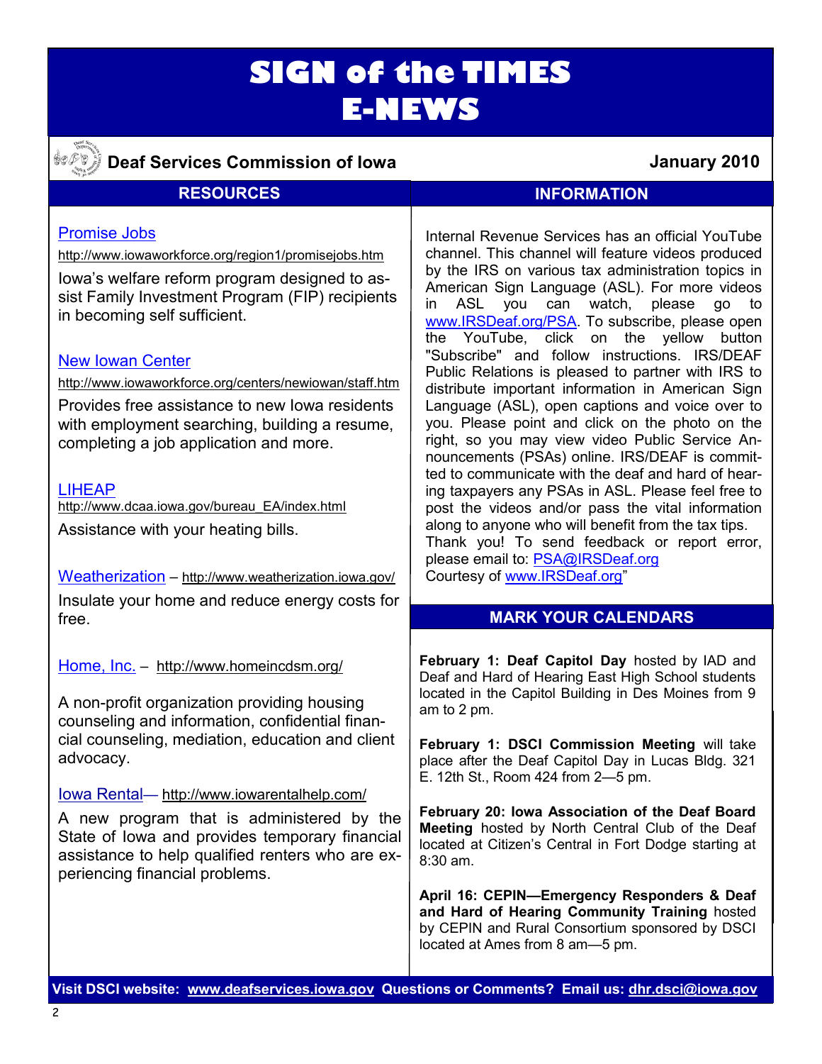# SIGN of the TIMES E-NEWS

**Deaf Services Commission of Iowa** — **January 2010**

## RESOURCES

Promise Jobs

http://www.iowaworkforce.org/region1/promisejobs.htm

Iowa's welfare reform program designed to assist Family Investment Program (FIP) recipients in becoming self sufficient.

New Iowan Center

http://www.iowaworkforce.org/centers/newiowan/staff.htm

Provides free assistance to new Iowa residents with employment searching, building a resume, completing a job application and more.

LIHEAP

http://www.dcaa.iowa.gov/bureau_EA/index.html

Assistance with your heating bills.

Weatherization – http://www.weatherization.iowa.gov/

Insulate your home and reduce energy costs for free.

Home, Inc. – http://www.homeincdsm.org/

A non-profit organization providing housing counseling and information, confidential financial counseling, mediation, education and client advocacy.

Iowa Rental— http://www.iowarentalhelp.com/

A new program that is administered by the State of Iowa and provides temporary financial assistance to help qualified renters who are experiencing financial problems.

## INFORMATION

Internal Revenue Services has an official YouTube channel. This channel will feature videos produced by the IRS on various tax administration topics in American Sign Language (ASL). For more videos in ASL you can watch, please go to www.IRSDeaf.org/PSA. To subscribe, please open the YouTube, click on the yellow button "Subscribe" and follow instructions. IRS/DEAF Public Relations is pleased to partner with IRS to distribute important information in American Sign Language (ASL), open captions and voice over to you. Please point and click on the photo on the right, so you may view video Public Service Announcements (PSAs) online. IRS/DEAF is committed to communicate with the deaf and hard of hearing taxpayers any PSAs in ASL. Please feel free to post the videos and/or pass the vital information along to anyone who will benefit from the tax tips. Thank you! To send feedback or report error, please email to: PSA@IRSDeaf.org

Courtesy of www.IRSDeaf.org"

## MARK YOUR CALENDARS

**February 1: Deaf Capitol Day** hosted by IAD and Deaf and Hard of Hearing East High School students located in the Capitol Building in Des Moines from 9 am to 2 pm.

**February 1: DSCI Commission Meeting** will take place after the Deaf Capitol Day in Lucas Bldg. 321 E. 12th St., Room 424 from 2—5 pm.

**February 20: Iowa Association of the Deaf Board Meeting** hosted by North Central Club of the Deaf located at Citizen's Central in Fort Dodge starting at 8:30 am.

**April 16: CEPIN—Emergency Responders & Deaf and Hard of Hearing Community Training** hosted by CEPIN and Rural Consortium sponsored by DSCI located at Ames from 8 am—5 pm.

**Visit DSCI website: www.deafservices.iowa.gov Questions or Comments? Email us: dhr.dsci@iowa.gov**